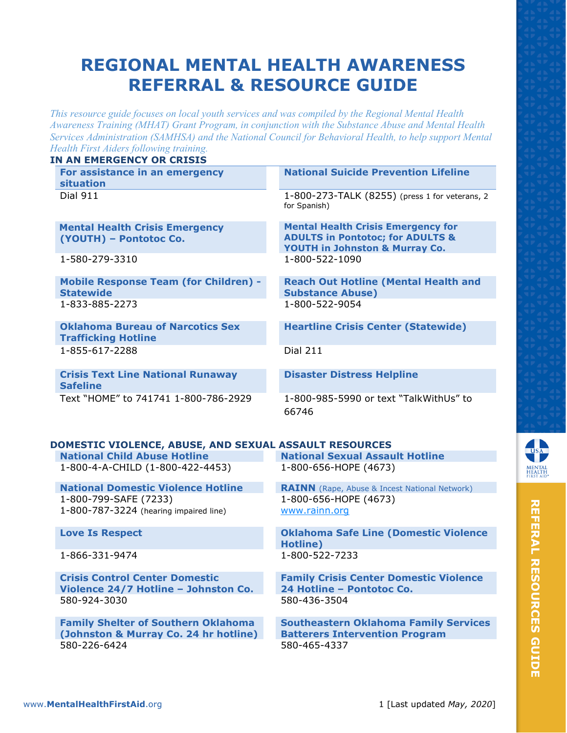# REGIONAL MENTAL HEALTH AWARENESS REFERRAL & RESOURCE GUIDE

*This resource guide focuses on local youth services and was compiled by the Regional Mental Health Awareness Training (MHAT) Grant Program, in conjunction with the Substance Abuse and Mental Health Services Administration (SAMHSA) and the National Council for Behavioral Health, to help support Mental Health First Aiders following training.*

## IN AN EMERGENCY OR CRISIS

**For assistance in an emergency situation**
Dial 911

**National Suicide Prevention Lifeline**
1-800-273-TALK (8255) (press 1 for veterans, 2 for Spanish)

**Mental Health Crisis Emergency (YOUTH) – Pontotoc Co.**
1-580-279-3310

**Mental Health Crisis Emergency for ADULTS in Pontotoc; for ADULTS & YOUTH in Johnston & Murray Co.**
1-800-522-1090

**Mobile Response Team (for Children) - Statewide**
1-833-885-2273

**Reach Out Hotline (Mental Health and Substance Abuse)**
1-800-522-9054

**Oklahoma Bureau of Narcotics Sex Trafficking Hotline**
1-855-617-2288

**Heartline Crisis Center (Statewide)**
Dial 211

**Crisis Text Line National Runaway Safeline**
Text “HOME” to 741741 1-800-786-2929

**Disaster Distress Helpline**
1-800-985-5990 or text “TalkWithUs” to 66746

## DOMESTIC VIOLENCE, ABUSE, AND SEXUAL ASSAULT RESOURCES

**National Child Abuse Hotline**
1-800-4-A-CHILD (1-800-422-4453)

**National Sexual Assault Hotline**
1-800-656-HOPE (4673)

**National Domestic Violence Hotline**
1-800-799-SAFE (7233)
1-800-787-3224 (hearing impaired line)

**RAINN** (Rape, Abuse & Incest National Network)
1-800-656-HOPE (4673)
www.rainn.org

**Love Is Respect**
1-866-331-9474

**Oklahoma Safe Line (Domestic Violence Hotline)**
1-800-522-7233

**Crisis Control Center Domestic Violence 24/7 Hotline – Johnston Co.**
580-924-3030

**Family Crisis Center Domestic Violence 24 Hotline – Pontotoc Co.**
580-436-3504

**Family Shelter of Southern Oklahoma (Johnston & Murray Co. 24 hr hotline)**
580-226-6424

**Southeastern Oklahoma Family Services Batterers Intervention Program**
580-465-4337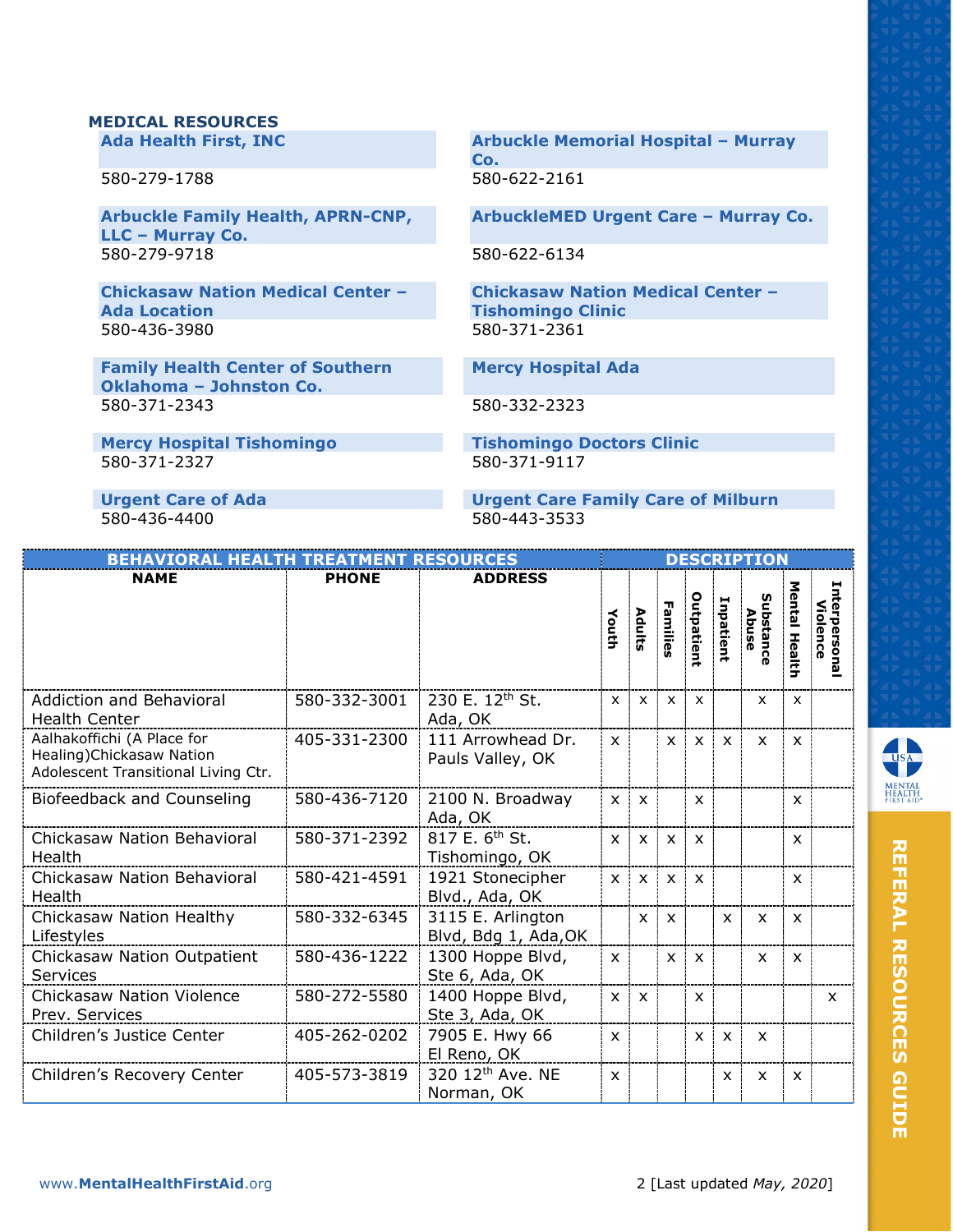## MEDICAL RESOURCES

**Ada Health First, INC**
580-279-1788

**Arbuckle Memorial Hospital – Murray Co.**
580-622-2161

**Arbuckle Family Health, APRN-CNP, LLC – Murray Co.**
580-279-9718

**ArbuckleMED Urgent Care – Murray Co.**
580-622-6134

**Chickasaw Nation Medical Center – Ada Location**
580-436-3980

**Chickasaw Nation Medical Center – Tishomingo Clinic**
580-371-2361

**Family Health Center of Southern Oklahoma – Johnston Co.**
580-371-2343

**Mercy Hospital Ada**
580-332-2323

**Mercy Hospital Tishomingo**
580-371-2327

**Tishomingo Doctors Clinic**
580-371-9117

**Urgent Care of Ada**
580-436-4400

**Urgent Care Family Care of Milburn**
580-443-3533

| BEHAVIORAL HEALTH TREATMENT RESOURCES | | | DESCRIPTION | | | | | | | |
|---|---|---|---|---|---|---|---|---|---|---|
| NAME | PHONE | ADDRESS | Youth | Adults | Families | Outpatient | Inpatient | Substance Abuse | Mental Health | Interpersonal Violence |
| Addiction and Behavioral Health Center | 580-332-3001 | 230 E. 12th St. Ada, OK | x | x | x | x | | x | x | |
| Aalhakoffichi (A Place for Healing)Chickasaw Nation Adolescent Transitional Living Ctr. | 405-331-2300 | 111 Arrowhead Dr. Pauls Valley, OK | x | | x | x | x | x | x | |
| Biofeedback and Counseling | 580-436-7120 | 2100 N. Broadway Ada, OK | x | x | | x | | | x | |
| Chickasaw Nation Behavioral Health | 580-371-2392 | 817 E. 6th St. Tishomingo, OK | x | x | x | x | | | x | |
| Chickasaw Nation Behavioral Health | 580-421-4591 | 1921 Stonecipher Blvd., Ada, OK | x | x | x | x | | | x | |
| Chickasaw Nation Healthy Lifestyles | 580-332-6345 | 3115 E. Arlington Blvd, Bdg 1, Ada,OK | | x | x | | x | x | x | |
| Chickasaw Nation Outpatient Services | 580-436-1222 | 1300 Hoppe Blvd, Ste 6, Ada, OK | x | | x | x | | x | x | |
| Chickasaw Nation Violence Prev. Services | 580-272-5580 | 1400 Hoppe Blvd, Ste 3, Ada, OK | x | x | | x | | | | x |
| Children's Justice Center | 405-262-0202 | 7905 E. Hwy 66 El Reno, OK | x | | | x | x | x | | |
| Children's Recovery Center | 405-573-3819 | 320 12th Ave. NE Norman, OK | x | | | | x | x | x | |

www.MentalHealthFirstAid.org [Last updated *May, 2020*]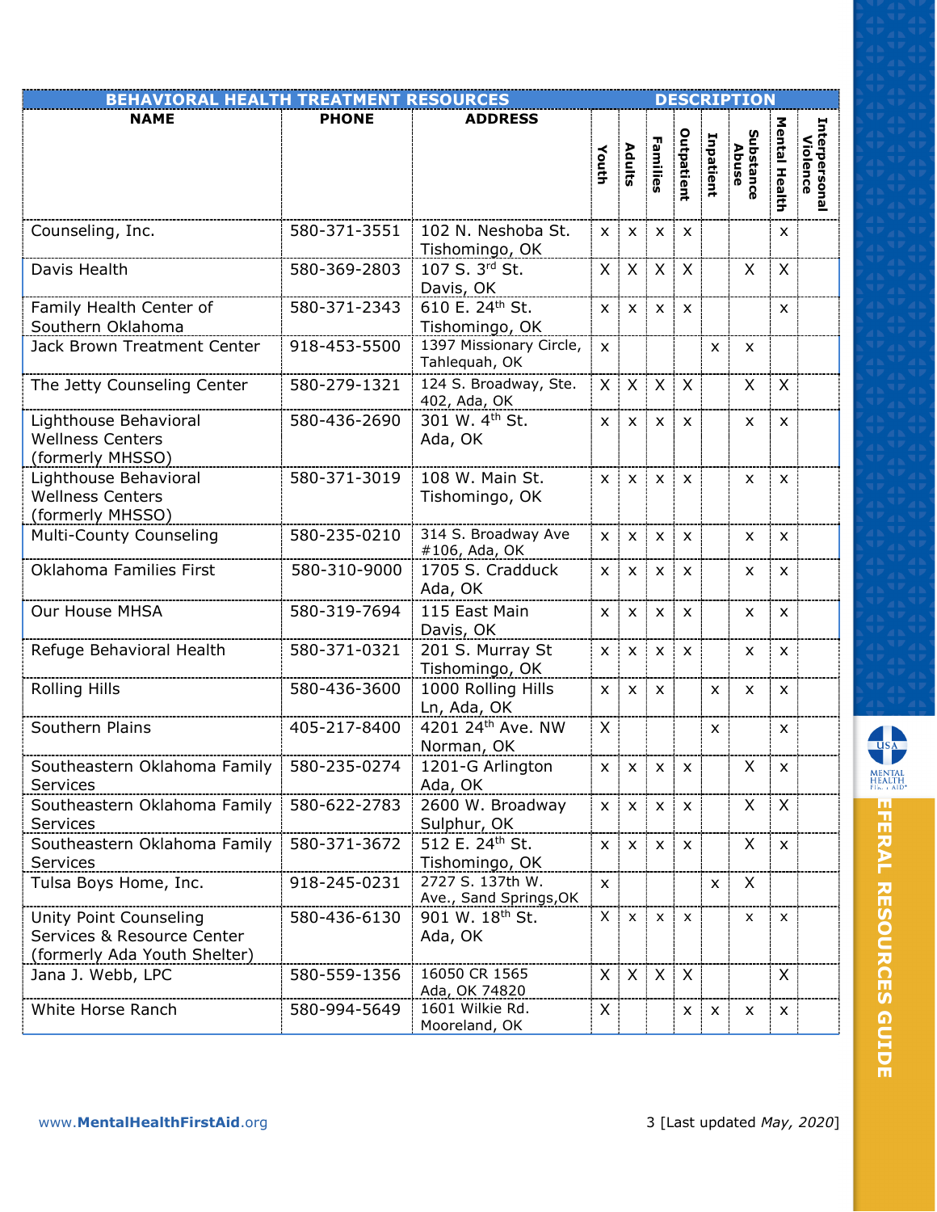| BEHAVIORAL HEALTH TREATMENT RESOURCES | | | DESCRIPTION | | | | | | | |
|---|---|---|---|---|---|---|---|---|---|---|
| NAME | PHONE | ADDRESS | Youth | Adults | Families | Outpatient | Inpatient | Substance Abuse | Mental Health | Interpersonal Violence |
| Counseling, Inc. | 580-371-3551 | 102 N. Neshoba St. Tishomingo, OK | x | x | x | x | | | x | |
| Davis Health | 580-369-2803 | 107 S. 3rd St. Davis, OK | X | X | X | X | | X | X | |
| Family Health Center of Southern Oklahoma | 580-371-2343 | 610 E. 24th St. Tishomingo, OK | x | x | x | x | | | x | |
| Jack Brown Treatment Center | 918-453-5500 | 1397 Missionary Circle, Tahlequah, OK | x | | | | x | x | | |
| The Jetty Counseling Center | 580-279-1321 | 124 S. Broadway, Ste. 402, Ada, OK | X | X | X | X | | X | X | |
| Lighthouse Behavioral Wellness Centers (formerly MHSSO) | 580-436-2690 | 301 W. 4th St. Ada, OK | x | x | x | x | | x | x | |
| Lighthouse Behavioral Wellness Centers (formerly MHSSO) | 580-371-3019 | 108 W. Main St. Tishomingo, OK | x | x | x | x | | x | x | |
| Multi-County Counseling | 580-235-0210 | 314 S. Broadway Ave #106, Ada, OK | x | x | x | x | | x | x | |
| Oklahoma Families First | 580-310-9000 | 1705 S. Cradduck Ada, OK | x | x | x | x | | x | x | |
| Our House MHSA | 580-319-7694 | 115 East Main Davis, OK | x | x | x | x | | x | x | |
| Refuge Behavioral Health | 580-371-0321 | 201 S. Murray St Tishomingo, OK | x | x | x | x | | x | x | |
| Rolling Hills | 580-436-3600 | 1000 Rolling Hills Ln, Ada, OK | x | x | x | | x | x | x | |
| Southern Plains | 405-217-8400 | 4201 24th Ave. NW Norman, OK | X | | | | x | | x | |
| Southeastern Oklahoma Family Services | 580-235-0274 | 1201-G Arlington Ada, OK | x | x | x | x | | X | x | |
| Southeastern Oklahoma Family Services | 580-622-2783 | 2600 W. Broadway Sulphur, OK | x | x | x | x | | X | X | |
| Southeastern Oklahoma Family Services | 580-371-3672 | 512 E. 24th St. Tishomingo, OK | x | x | x | x | | X | x | |
| Tulsa Boys Home, Inc. | 918-245-0231 | 2727 S. 137th W. Ave., Sand Springs,OK | x | | | | x | X | | |
| Unity Point Counseling Services & Resource Center (formerly Ada Youth Shelter) | 580-436-6130 | 901 W. 18th St. Ada, OK | X | x | x | x | | x | x | |
| Jana J. Webb, LPC | 580-559-1356 | 16050 CR 1565 Ada, OK 74820 | X | X | X | X | | | X | |
| White Horse Ranch | 580-994-5649 | 1601 Wilkie Rd. Mooreland, OK | X | | | x | x | x | x | |

www.MentalHealthFirstAid.org

[Last updated *May, 2020*]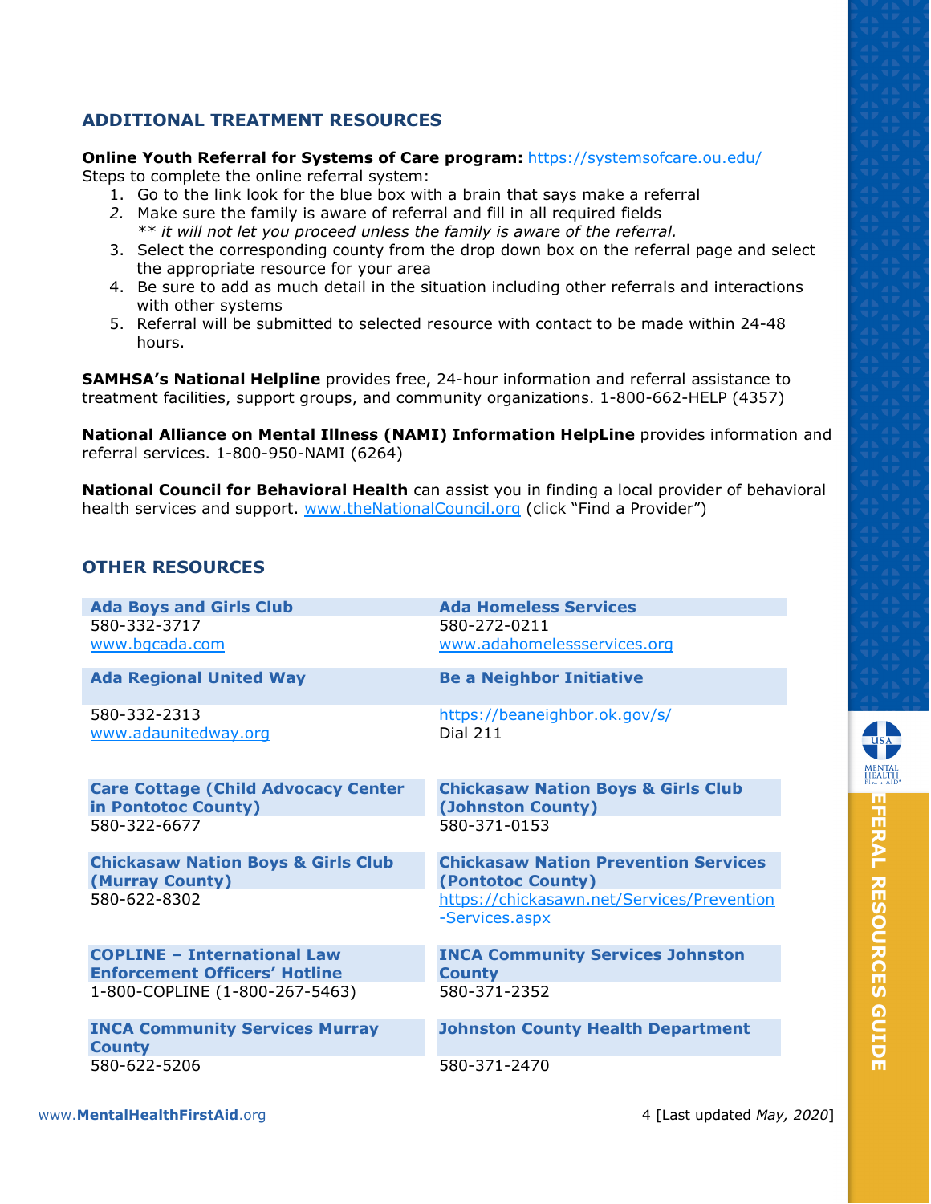## ADDITIONAL TREATMENT RESOURCES

**Online Youth Referral for Systems of Care program:** https://systemsofcare.ou.edu/
Steps to complete the online referral system:

1. Go to the link look for the blue box with a brain that says make a referral
2. Make sure the family is aware of referral and fill in all required fields
   *** it will not let you proceed unless the family is aware of the referral.*
3. Select the corresponding county from the drop down box on the referral page and select the appropriate resource for your area
4. Be sure to add as much detail in the situation including other referrals and interactions with other systems
5. Referral will be submitted to selected resource with contact to be made within 24-48 hours.

**SAMHSA's National Helpline** provides free, 24-hour information and referral assistance to treatment facilities, support groups, and community organizations. 1-800-662-HELP (4357)

**National Alliance on Mental Illness (NAMI) Information HelpLine** provides information and referral services. 1-800-950-NAMI (6264)

**National Council for Behavioral Health** can assist you in finding a local provider of behavioral health services and support. www.theNationalCouncil.org (click "Find a Provider")

## OTHER RESOURCES

**Ada Boys and Girls Club**
580-332-3717
www.bgcada.com

**Ada Homeless Services**
580-272-0211
www.adahomelessservices.org

**Ada Regional United Way**
580-332-2313
www.adaunitedway.org

**Be a Neighbor Initiative**
https://beaneighbor.ok.gov/s/
Dial 211

**Care Cottage (Child Advocacy Center in Pontotoc County)**
580-322-6677

**Chickasaw Nation Boys & Girls Club (Johnston County)**
580-371-0153

**Chickasaw Nation Boys & Girls Club (Murray County)**
580-622-8302

**Chickasaw Nation Prevention Services (Pontotoc County)**
https://chickasawn.net/Services/Prevention-Services.aspx

**COPLINE – International Law Enforcement Officers' Hotline**
1-800-COPLINE (1-800-267-5463)

**INCA Community Services Johnston County**
580-371-2352

**INCA Community Services Murray County**
580-622-5206

**Johnston County Health Department**
580-371-2470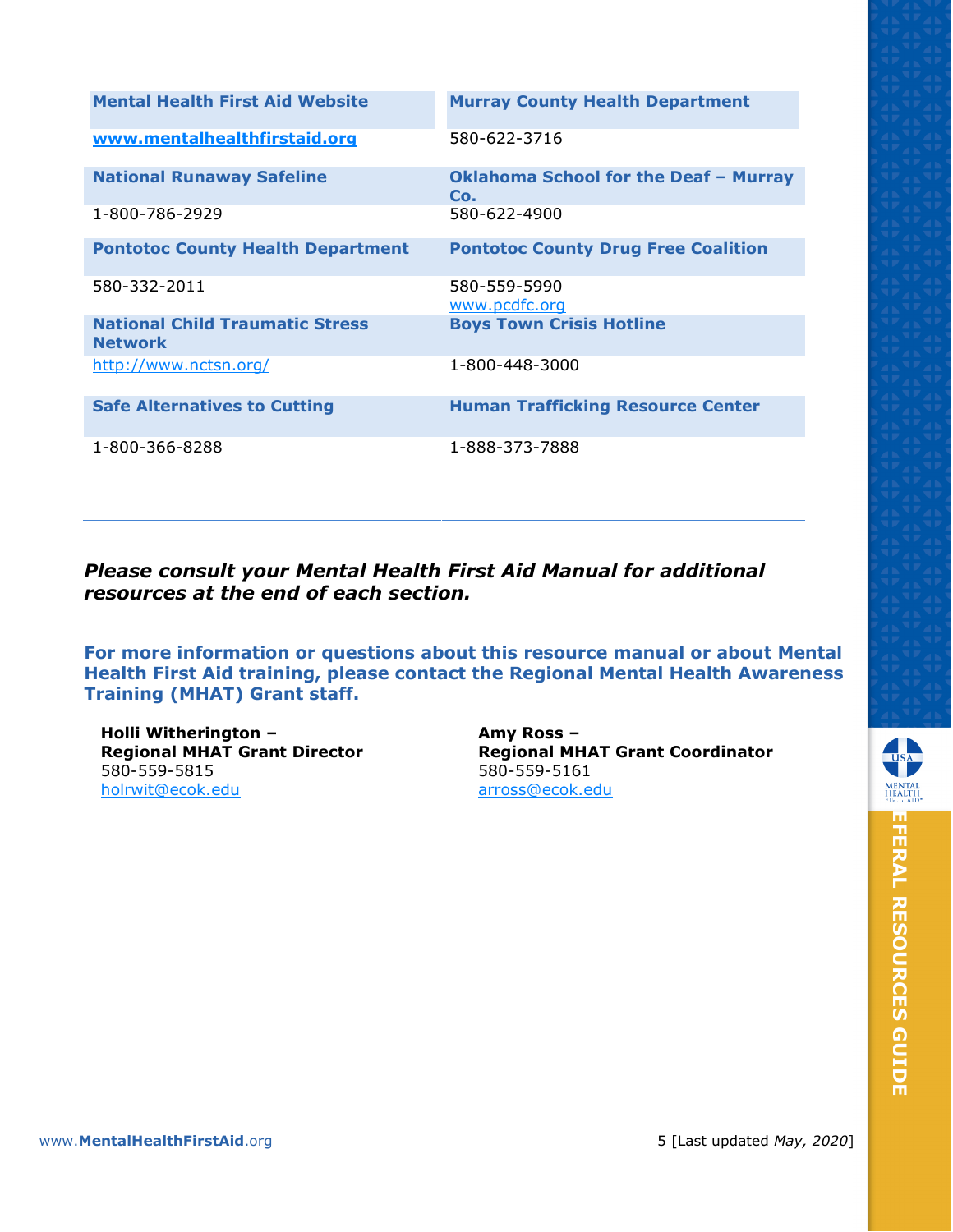| | |
|---|---|
| **Mental Health First Aid Website** | **Murray County Health Department** |
| **www.mentalhealthfirstaid.org** | 580-622-3716 |
| **National Runaway Safeline** | **Oklahoma School for the Deaf – Murray Co.** |
| 1-800-786-2929 | 580-622-4900 |
| **Pontotoc County Health Department** | **Pontotoc County Drug Free Coalition** |
| 580-332-2011 | 580-559-5990 www.pcdfc.org |
| **National Child Traumatic Stress Network** | **Boys Town Crisis Hotline** |
| http://www.nctsn.org/ | 1-800-448-3000 |
| **Safe Alternatives to Cutting** | **Human Trafficking Resource Center** |
| 1-800-366-8288 | 1-888-373-7888 |

***Please consult your Mental Health First Aid Manual for additional resources at the end of each section.***

**For more information or questions about this resource manual or about Mental Health First Aid training, please contact the Regional Mental Health Awareness Training (MHAT) Grant staff.**

**Holli Witherington –**
**Regional MHAT Grant Director**
580-559-5815
holrwit@ecok.edu

**Amy Ross –**
**Regional MHAT Grant Coordinator**
580-559-5161
arross@ecok.edu